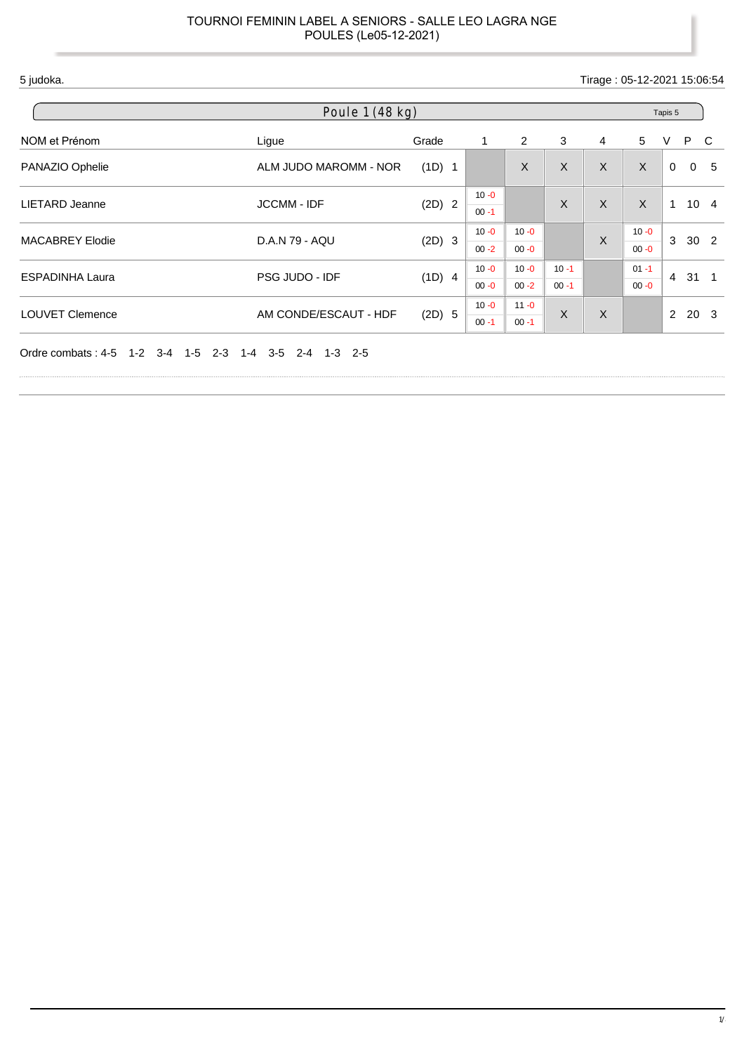TOURNOI FEMININ LABEL A SENIORS - SALLE LEO LAGRA NGE
POULES (Le05-12-2021)

5 judoka.

Tirage : 05-12-2021 15:06:54

## Poule 1 (48 kg)

Tapis 5

| NOM et Prénom | Ligue | Grade | | 1 | 2 | 3 | 4 | 5 | V | P | C |
|---|---|---|---|---|---|---|---|---|---|---|---|
| PANAZIO Ophelie | ALM JUDO MAROMM - NOR | (1D) | 1 | | X | X | X | X | 0 | 0 | 5 |
| LIETARD Jeanne | JCCMM - IDF | (2D) | 2 | 10 -0 / 00 -1 | | X | X | X | 1 | 10 | 4 |
| MACABREY Elodie | D.A.N 79 - AQU | (2D) | 3 | 10 -0 / 00 -2 | 10 -0 / 00 -0 | | X | 10 -0 / 00 -0 | 3 | 30 | 2 |
| ESPADINHA Laura | PSG JUDO - IDF | (1D) | 4 | 10 -0 / 00 -0 | 10 -0 / 00 -2 | 10 -1 / 00 -1 | | 01 -1 / 00 -0 | 4 | 31 | 1 |
| LOUVET Clemence | AM CONDE/ESCAUT - HDF | (2D) | 5 | 10 -0 / 00 -1 | 11 -0 / 00 -1 | X | X | | 2 | 20 | 3 |

Ordre combats : 4-5 1-2 3-4 1-5 2-3 1-4 3-5 2-4 1-3 2-5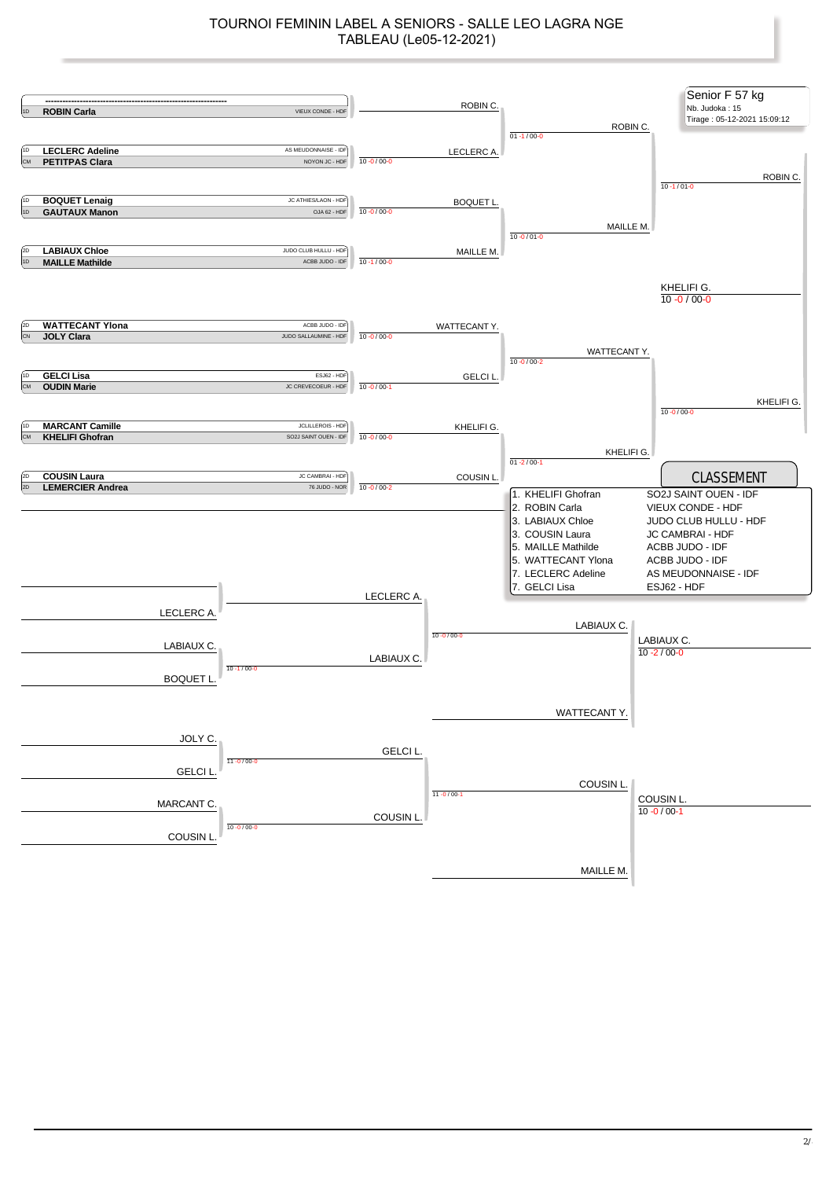# TOURNOI FEMININ LABEL A SENIORS - SALLE LEO LAGRA NGE

## TABLEAU (Le05-12-2021)

**Senior F 57 kg**
Nb. Judoka : 15
Tirage : 05-12-2021 15:09:12

### Tableau principal

| Grade | Judoka | Club |
|---|---|---|
| | ------------------------------------------------------------------ | |
| 1D | **ROBIN Carla** | VIEUX CONDE - HDF |
| 1D | **LECLERC Adeline** | AS MEUDONNAISE - IDF |
| CM | **PETITPAS Clara** | NOYON JC - HDF |
| 1D | **BOQUET Lenaig** | JC ATHIES/LAON - HDF |
| 1D | **GAUTAUX Manon** | OJA 62 - HDF |
| 2D | **LABIAUX Chloe** | JUDO CLUB HULLU - HDF |
| 1D | **MAILLE Mathilde** | ACBB JUDO - IDF |
| 2D | **WATTECANT Ylona** | ACBB JUDO - IDF |
| CN | **JOLY Clara** | JUDO SALLAUMINE - HDF |
| 1D | **GELCI Lisa** | ESJ62 - HDF |
| CM | **OUDIN Marie** | JC CREVECOEUR - HDF |
| 1D | **MARCANT Camille** | JCLILLEROIS - HDF |
| CM | **KHELIFI Ghofran** | SO2J SAINT OUEN - IDF |
| 2D | **COUSIN Laura** | JC CAMBRAI - HDF |
| 2D | **LEMERCIER Andrea** | 76 JUDO - NOR |

**1er tour**
- ROBIN C. (exempt)
- LECLERC A. — 10 -0 / 00-0
- BOQUET L. — 10 -0 / 00-0
- MAILLE M. — 10 -1 / 00-0
- WATTECANT Y. — 10 -0 / 00-0
- GELCI L. — 10 -0 / 00-1
- KHELIFI G. — 10 -0 / 00-0
- COUSIN L. — 10 -0 / 00-2

**Quarts de finale**
- ROBIN C. — 01 -1 / 00-0
- MAILLE M. — 10 -0 / 01-0
- WATTECANT Y. — 10 -0 / 00-2
- KHELIFI G. — 01 -2 / 00-1

**Demi-finales**
- ROBIN C. — 10 -1 / 01-0
- KHELIFI G. — 10 -0 / 00-0

**Finale**
- KHELIFI G. — 10 -0 / 00-0

### Repêchages

- LECLERC A. / LABIAUX C. → LABIAUX C. — 10 -1 / 00-0
- BOQUET L.
- JOLY C. / GELCI L. → GELCI L. — 11 -0 / 00-0
- MARCANT C. / COUSIN L. → COUSIN L. — 10 -0 / 00-0
- LECLERC A. / LABIAUX C. → LABIAUX C. — 10 -0 / 00-0
- GELCI L. / COUSIN L. → COUSIN L. — 11 -0 / 00-1
- LABIAUX C. / WATTECANT Y. → LABIAUX C. — 10 -2 / 00-0
- COUSIN L. / MAILLE M. → COUSIN L. — 10 -0 / 00-1

### CLASSEMENT

| Place | Judoka | Club |
|---|---|---|
| 1. | KHELIFI Ghofran | SO2J SAINT OUEN - IDF |
| 2. | ROBIN Carla | VIEUX CONDE - HDF |
| 3. | LABIAUX Chloe | JUDO CLUB HULLU - HDF |
| 3. | COUSIN Laura | JC CAMBRAI - HDF |
| 5. | MAILLE Mathilde | ACBB JUDO - IDF |
| 5. | WATTECANT Ylona | ACBB JUDO - IDF |
| 7. | LECLERC Adeline | AS MEUDONNAISE - IDF |
| 7. | GELCI Lisa | ESJ62 - HDF |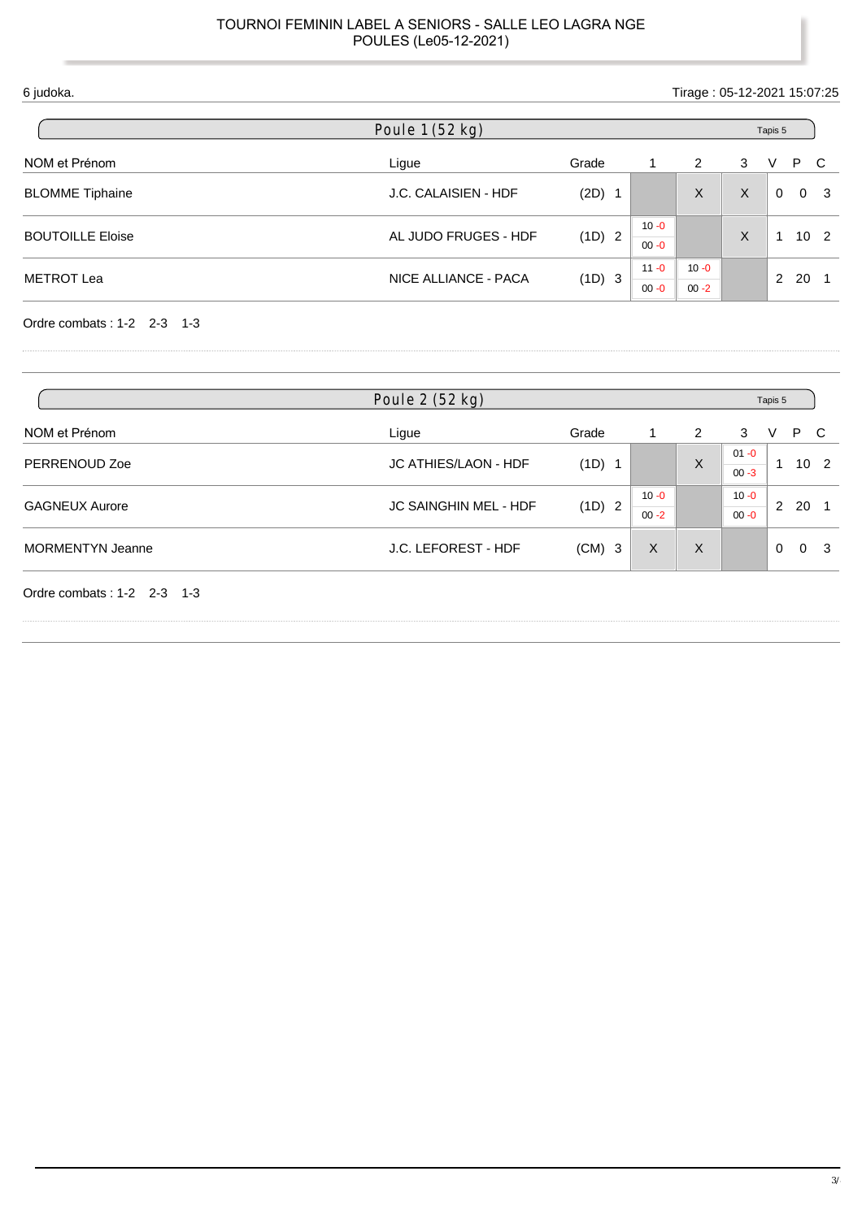TOURNOI FEMININ LABEL A SENIORS - SALLE LEO LAGRA NGE
POULES (Le05-12-2021)

6 judoka.

Tirage : 05-12-2021 15:07:25

## Poule 1 (52 kg)

Tapis 5

| NOM et Prénom | Ligue | Grade | | 1 | 2 | 3 | V | P | C |
|---|---|---|---|---|---|---|---|---|---|
| BLOMME Tiphaine | J.C. CALAISIEN - HDF | (2D) | 1 | | X | X | 0 | 0 | 3 |
| BOUTOILLE Eloise | AL JUDO FRUGES - HDF | (1D) | 2 | 10 -0 / 00 -0 | | X | 1 | 10 | 2 |
| METROT Lea | NICE ALLIANCE - PACA | (1D) | 3 | 11 -0 / 00 -0 | 10 -0 / 00 -2 | | 2 | 20 | 1 |

Ordre combats : 1-2 2-3 1-3

## Poule 2 (52 kg)

Tapis 5

| NOM et Prénom | Ligue | Grade | | 1 | 2 | 3 | V | P | C |
|---|---|---|---|---|---|---|---|---|---|
| PERRENOUD Zoe | JC ATHIES/LAON - HDF | (1D) | 1 | | X | 01 -0 / 00 -3 | 1 | 10 | 2 |
| GAGNEUX Aurore | JC SAINGHIN MEL - HDF | (1D) | 2 | 10 -0 / 00 -2 | | 10 -0 / 00 -0 | 2 | 20 | 1 |
| MORMENTYN Jeanne | J.C. LEFOREST - HDF | (CM) | 3 | X | X | | 0 | 0 | 3 |

Ordre combats : 1-2 2-3 1-3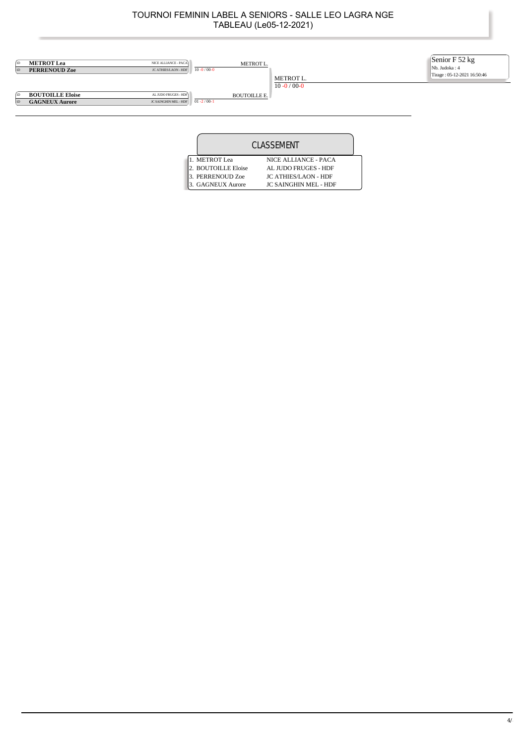# TOURNOI FEMININ LABEL A SENIORS - SALLE LEO LAGRA NGE
## TABLEAU (Le05-12-2021)

**Senior F 52 kg**
Nb. Judoka : 4
Tirage : 05-12-2021 16:50:46

| | Judoka | Club | Score | Vainqueur |
|---|---|---|---|---|
| ID | **METROT Lea** | NICE ALLIANCE - PACA | 10 -0 / 00-0 | METROT L. |
| ID | **PERRENOUD Zoe** | JC ATHIES/LAON - HDF | | |
| ID | **BOUTOILLE Eloise** | AL JUDO FRUGES - HDF | 01 -2 / 00-1 | BOUTOILLE E. |
| ID | **GAGNEUX Aurore** | JC SAINGHIN MEL - HDF | | |

Finale : METROT L. — 10 -0 / 00-0

## CLASSEMENT

| Rang | Judoka | Club |
|---|---|---|
| 1. | METROT Lea | NICE ALLIANCE - PACA |
| 2. | BOUTOILLE Eloise | AL JUDO FRUGES - HDF |
| 3. | PERRENOUD Zoe | JC ATHIES/LAON - HDF |
| 3. | GAGNEUX Aurore | JC SAINGHIN MEL - HDF |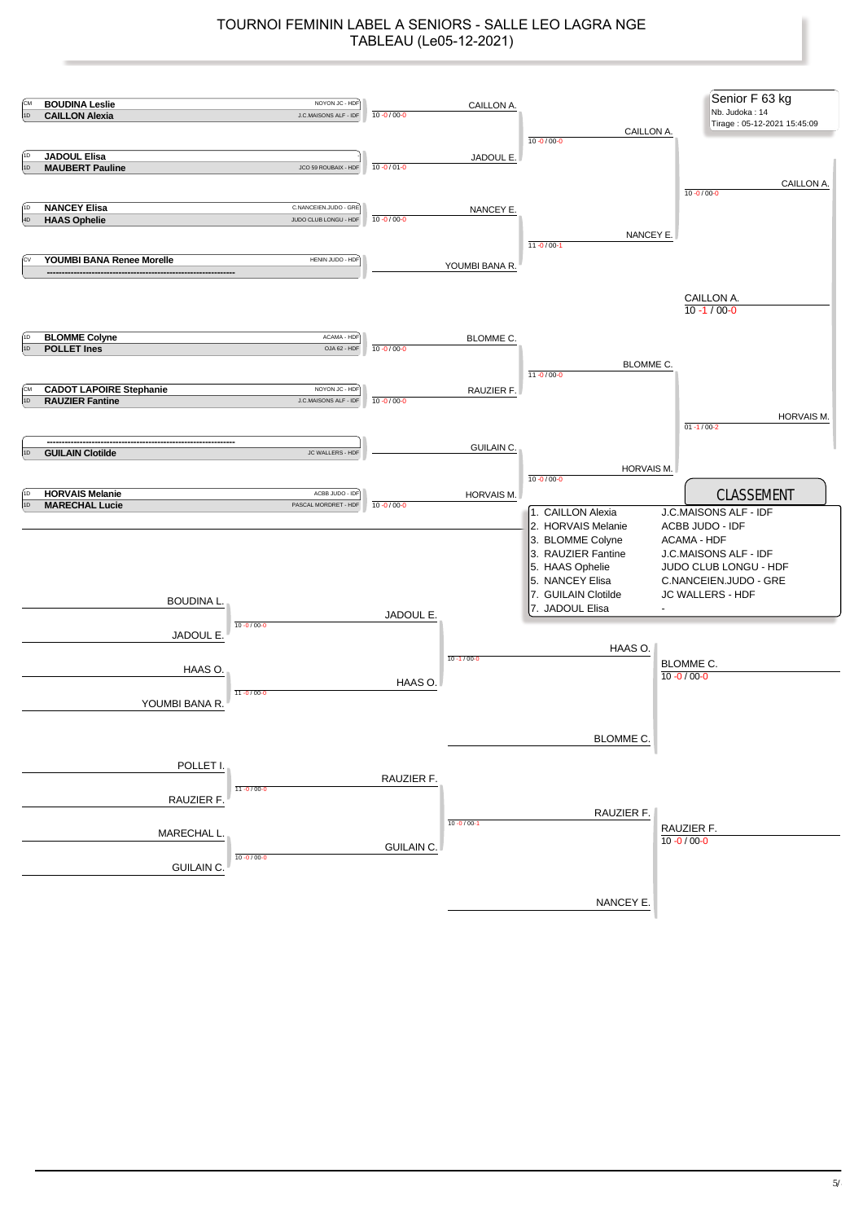# TOURNOI FEMININ LABEL A SENIORS - SALLE LEO LAGRA NGE

## TABLEAU (Le05-12-2021)

**Senior F 63 kg**
Nb. Judoka : 14
Tirage : 05-12-2021 15:45:09

### Tableau principal

| Grade | Nom | Club | Score | Vainqueur |
|---|---|---|---|---|
| CM | BOUDINA Leslie | NOYON JC - HDF | | |
| 1D | CAILLON Alexia | J.C.MAISONS ALF - IDF | 10 -0 / 00-0 | CAILLON A. |
| 1D | JADOUL Elisa | | | |
| 1D | MAUBERT Pauline | JCO 59 ROUBAIX - HDF | 10 -0 / 01-0 | JADOUL E. |
| 1D | NANCEY Elisa | C.NANCEIEN.JUDO - GRE | | |
| 4D | HAAS Ophelie | JUDO CLUB LONGU - HDF | 10 -0 / 00-0 | NANCEY E. |
| CV | YOUMBI BANA Renee Morelle | HENIN JUDO - HDF | | |
| | ------------------------------------------------------------ | | | YOUMBI BANA R. |
| 1D | BLOMME Colyne | ACAMA - HDF | | |
| 1D | POLLET Ines | OJA 62 - HDF | 10 -0 / 00-0 | BLOMME C. |
| CM | CADOT LAPOIRE Stephanie | NOYON JC - HDF | | |
| 1D | RAUZIER Fantine | J.C.MAISONS ALF - IDF | 10 -0 / 00-0 | RAUZIER F. |
| | ------------------------------------------------------------ | | | |
| 1D | GUILAIN Clotilde | JC WALLERS - HDF | | GUILAIN C. |
| 1D | HORVAIS Melanie | ACBB JUDO - IDF | | |
| 1D | MARECHAL Lucie | PASCAL MORDRET - HDF | 10 -0 / 00-0 | HORVAIS M. |

**Deuxième tour**

- CAILLON A. / JADOUL E. : 10 -0 / 00-0 → CAILLON A.
- NANCEY E. / YOUMBI BANA R. : 11 -0 / 00-1 → NANCEY E.
- BLOMME C. / RAUZIER F. : 11 -0 / 00-0 → BLOMME C.
- GUILAIN C. / HORVAIS M. : 10 -0 / 00-0 → HORVAIS M.

**Demi-finales**

- CAILLON A. / NANCEY E. : 10 -0 / 00-0 → CAILLON A.
- BLOMME C. / HORVAIS M. : 01 -1 / 00-2 → HORVAIS M.

**Finale**

- CAILLON A. / HORVAIS M. : 10 -1 / 00-0 → CAILLON A.

### Repêchages

- BOUDINA L. / JADOUL E. : 10 -0 / 00-0 → JADOUL E.
- HAAS O. / YOUMBI BANA R. : 11 -0 / 00-0 → HAAS O.
- JADOUL E. / HAAS O. : 10 -1 / 00-0 → HAAS O.
- HAAS O. / BLOMME C. : 10 -0 / 00-0 → BLOMME C.
- POLLET I. / RAUZIER F. : 11 -0 / 00-0 → RAUZIER F.
- MARECHAL L. / GUILAIN C. : 10 -0 / 00-0 → GUILAIN C.
- RAUZIER F. / GUILAIN C. : 10 -0 / 00-1 → RAUZIER F.
- RAUZIER F. / NANCEY E. : 10 -0 / 00-0 → RAUZIER F.

### CLASSEMENT

| Rang | Nom | Club |
|---|---|---|
| 1. | CAILLON Alexia | J.C.MAISONS ALF - IDF |
| 2. | HORVAIS Melanie | ACBB JUDO - IDF |
| 3. | BLOMME Colyne | ACAMA - HDF |
| 3. | RAUZIER Fantine | J.C.MAISONS ALF - IDF |
| 5. | HAAS Ophelie | JUDO CLUB LONGU - HDF |
| 5. | NANCEY Elisa | C.NANCEIEN.JUDO - GRE |
| 7. | GUILAIN Clotilde | JC WALLERS - HDF |
| 7. | JADOUL Elisa | - |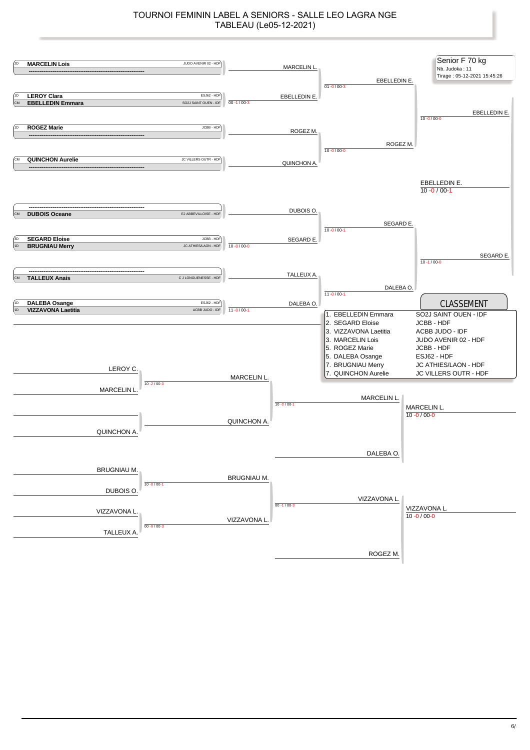# TOURNOI FEMININ LABEL A SENIORS - SALLE LEO LAGRA NGE
## TABLEAU (Le05-12-2021)

**Senior F 70 kg**
Nb. Judoka : 11
Tirage : 05-12-2021 15:45:26

### Tableau principal

| Grade | Judoka | Club |
|---|---|---|
| 2D | **MARCELIN Lois** | JUDO AVENIR 02 - HDF |
| | ---------- | |
| 1D | **LEROY Clara** | ESJ62 - HDF |
| CM | **EBELLEDIN Emmara** | SO2J SAINT OUEN - IDF |
| 1D | **ROGEZ Marie** | JCBB - HDF |
| | ---------- | |
| CM | **QUINCHON Aurelie** | JC VILLERS OUTR - HDF |
| | ---------- | |
| | ---------- | |
| CM | **DUBOIS Oceane** | EJ ABBEVILLOISE - HDF |
| 3D | **SEGARD Eloise** | JCBB - HDF |
| 1D | **BRUGNIAU Merry** | JC ATHIES/LAON - HDF |
| | ---------- | |
| CM | **TALLEUX Anais** | C J LONGUENESSE - HDF |
| 1D | **DALEBA Osange** | ESJ62 - HDF |
| 1D | **VIZZAVONA Laetitia** | ACBB JUDO - IDF |

**1er tour :**
- LEROY Clara / EBELLEDIN Emmara → EBELLEDIN E. (00 -1 / 00-3)
- SEGARD Eloise / BRUGNIAU Merry → SEGARD E. (10 -0 / 00-0)
- DALEBA Osange / VIZZAVONA Laetitia → DALEBA O. (11 -0 / 00-1)

**2e tour :**
- MARCELIN L. / EBELLEDIN E. → EBELLEDIN E. (01 -0 / 00-3)
- ROGEZ M. / QUINCHON A. → ROGEZ M. (10 -0 / 00-0)
- DUBOIS O. / SEGARD E. → SEGARD E. (10 -0 / 00-1)
- TALLEUX A. / DALEBA O. → DALEBA O. (11 -0 / 00-1)

**Demi-finales :**
- EBELLEDIN E. / ROGEZ M. → EBELLEDIN E. (10 -0 / 00-0)
- SEGARD E. / DALEBA O. → SEGARD E. (10 -1 / 00-0)

**Finale :**
- EBELLEDIN E. / SEGARD E. → EBELLEDIN E. (10 -0 / 00-1)

### Repêchages

- LEROY C. / MARCELIN L. → MARCELIN L. (10 -2 / 00-0)
- MARCELIN L. / QUINCHON A. → MARCELIN L. (10 -0 / 00-1)
- MARCELIN L. / DALEBA O. → MARCELIN L. (10 -0 / 00-0)
- BRUGNIAU M. / DUBOIS O. → BRUGNIAU M. (10 -0 / 00-1)
- VIZZAVONA L. / TALLEUX A. → VIZZAVONA L. (00 -0 / 00-3)
- BRUGNIAU M. / VIZZAVONA L. → VIZZAVONA L. (00 -1 / 00-3)
- VIZZAVONA L. / ROGEZ M. → VIZZAVONA L. (10 -0 / 00-0)

### CLASSEMENT

| Rang | Judoka | Club |
|---|---|---|
| 1. | EBELLEDIN Emmara | SO2J SAINT OUEN - IDF |
| 2. | SEGARD Eloise | JCBB - HDF |
| 3. | VIZZAVONA Laetitia | ACBB JUDO - IDF |
| 3. | MARCELIN Lois | JUDO AVENIR 02 - HDF |
| 5. | ROGEZ Marie | JCBB - HDF |
| 5. | DALEBA Osange | ESJ62 - HDF |
| 7. | BRUGNIAU Merry | JC ATHIES/LAON - HDF |
| 7. | QUINCHON Aurelie | JC VILLERS OUTR - HDF |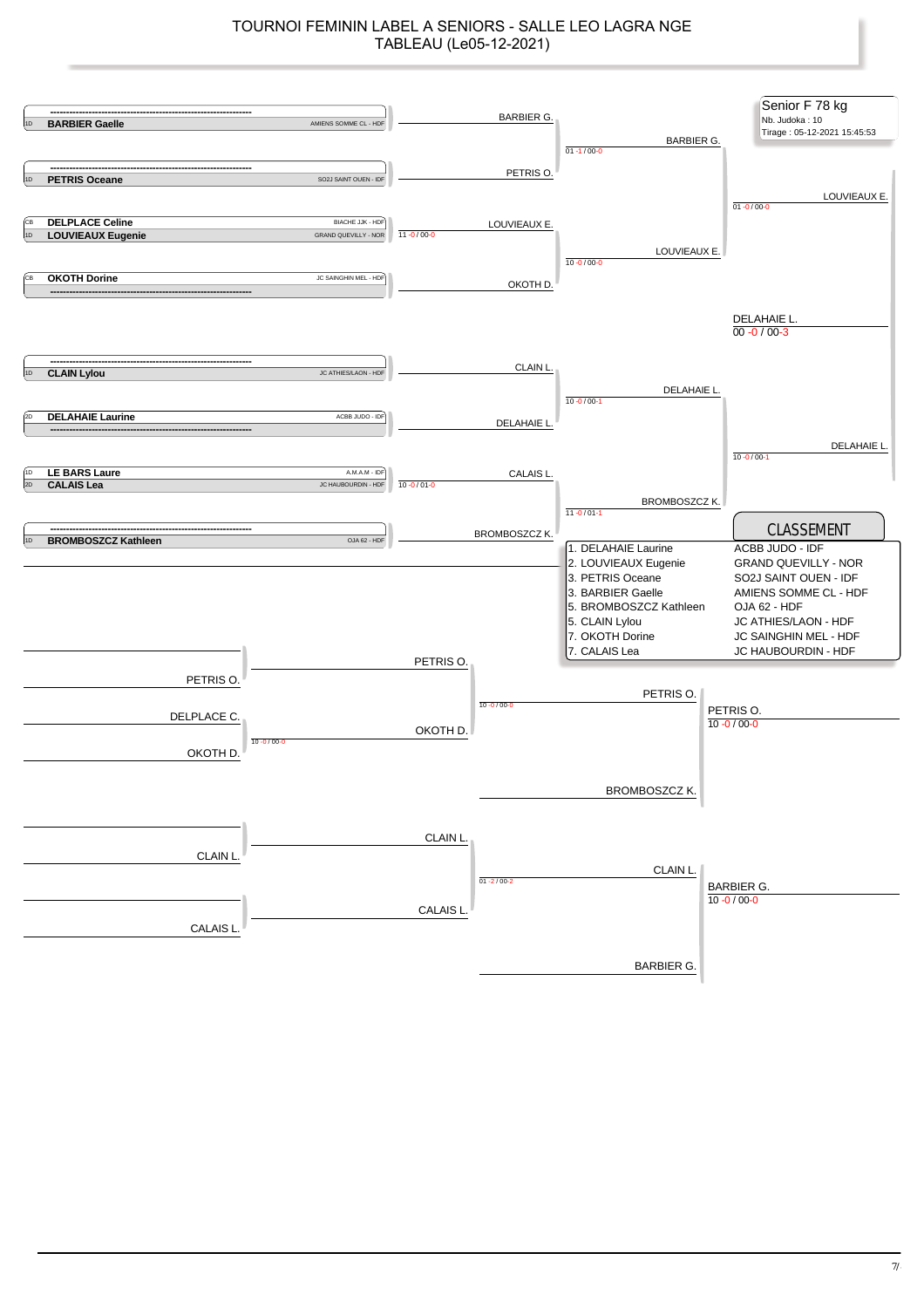# TOURNOI FEMININ LABEL A SENIORS - SALLE LEO LAGRA NGE

## TABLEAU (Le05-12-2021)

**Senior F 78 kg**
Nb. Judoka : 10
Tirage : 05-12-2021 15:45:53

### Tableau principal

| Grade | Judoka | Club |
|---|---|---|
| 1D | **BARBIER Gaelle** | AMIENS SOMME CL - HDF |
| 1D | **PETRIS Oceane** | SO2J SAINT OUEN - IDF |
| CB | **DELPLACE Celine** | BIACHE JJK - HDF |
| 1D | **LOUVIEAUX Eugenie** | GRAND QUEVILLY - NOR |
| CB | **OKOTH Dorine** | JC SAINGHIN MEL - HDF |
| 1D | **CLAIN Lylou** | JC ATHIES/LAON - HDF |
| 2D | **DELAHAIE Laurine** | ACBB JUDO - IDF |
| 1D | **LE BARS Laure** | A.M.A.M - IDF |
| 2D | **CALAIS Lea** | JC HAUBOURDIN - HDF |
| 1D | **BROMBOSZCZ Kathleen** | OJA 62 - HDF |

Premier tour :
- DELPLACE Celine / LOUVIEAUX Eugenie : LOUVIEAUX E. (11 -0 / 00-0)
- LE BARS Laure / CALAIS Lea : CALAIS L. (10 -0 / 01-0)

Deuxième tour :
- BARBIER G. / PETRIS O. : BARBIER G. (01 -1 / 00-0)
- LOUVIEAUX E. / OKOTH D. : LOUVIEAUX E. (10 -0 / 00-0)
- CLAIN L. / DELAHAIE L. : DELAHAIE L. (10 -0 / 00-1)
- CALAIS L. / BROMBOSZCZ K. : BROMBOSZCZ K. (11 -0 / 01-1)

Demi-finales :
- BARBIER G. / LOUVIEAUX E. : LOUVIEAUX E. (01 -0 / 00-0)
- DELAHAIE L. / BROMBOSZCZ K. : DELAHAIE L. (10 -0 / 00-1)

Finale :
- LOUVIEAUX E. / DELAHAIE L. : DELAHAIE L. (00 -0 / 00-3)

### CLASSEMENT

| Place | Judoka | Club |
|---|---|---|
| 1. | DELAHAIE Laurine | ACBB JUDO - IDF |
| 2. | LOUVIEAUX Eugenie | GRAND QUEVILLY - NOR |
| 3. | PETRIS Oceane | SO2J SAINT OUEN - IDF |
| 3. | BARBIER Gaelle | AMIENS SOMME CL - HDF |
| 5. | BROMBOSZCZ Kathleen | OJA 62 - HDF |
| 5. | CLAIN Lylou | JC ATHIES/LAON - HDF |
| 7. | OKOTH Dorine | JC SAINGHIN MEL - HDF |
| 7. | CALAIS Lea | JC HAUBOURDIN - HDF |

### Repêchages

Repêchage 1 :
- PETRIS O. (exempt) : PETRIS O.
- DELPLACE C. / OKOTH D. : OKOTH D. (10 -0 / 00-0)
- PETRIS O. / OKOTH D. : PETRIS O. (10 -0 / 00-0)
- PETRIS O. / BROMBOSZCZ K. : PETRIS O. (10 -0 / 00-0)

Repêchage 2 :
- CLAIN L. (exempt) : CLAIN L.
- CALAIS L. (exempt) : CALAIS L.
- CLAIN L. / CALAIS L. : CLAIN L. (01 -2 / 00-2)
- CLAIN L. / BARBIER G. : BARBIER G. (10 -0 / 00-0)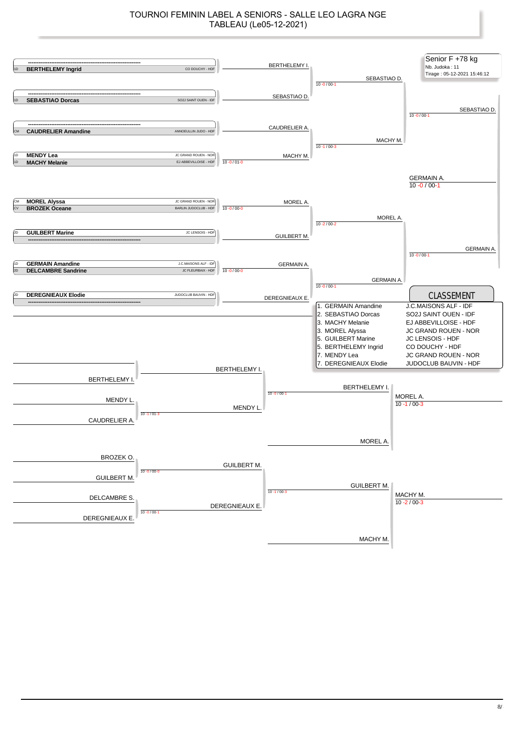# TOURNOI FEMININ LABEL A SENIORS - SALLE LEO LAGRA NGE
## TABLEAU (Le05-12-2021)

**Senior F +78 kg**
Nb. Judoka : 11
Tirage : 05-12-2021 15:46:12

### Tableau principal

1D **BERTHELEMY Ingrid** CO DOUCHY - HDF
1D **SEBASTIAO Dorcas** SO2J SAINT OUEN - IDF
CM **CAUDRELIER Amandine** ANNOEULLIN JUDO - HDF
1D **MENDY Lea** JC GRAND ROUEN - NOR
1D **MACHY Melanie** EJ ABBEVILLOISE - HDF
CM **MOREL Alyssa** JC GRAND ROUEN - NOR
CV **BROZEK Oceane** BARLIN JUDOCLUB - HDF
2D **GUILBERT Marine** JC LENSOIS - HDF
1D **GERMAIN Amandine** J.C.MAISONS ALF - IDF
2D **DELCAMBRE Sandrine** JC FLEURBAIX - HDF
2D **DEREGNIEAUX Elodie** JUDOCLUB BAUVIN - HDF

Premier tour :
- MACHY M. (10 -0 / 01-0)
- MOREL A. (10 -0 / 00-0)
- GERMAIN A. (10 -0 / 00-0)

Huitièmes / quarts :
- BERTHELEMY I.
- SEBASTIAO D.
- CAUDRELIER A.
- MACHY M.
- MOREL A.
- GUILBERT M.
- GERMAIN A.
- DEREGNIEAUX E.

Quarts de finale :
- SEBASTIAO D. (10 -0 / 00-1)
- MACHY M. (10 -1 / 00-3)
- MOREL A. (10 -2 / 00-2)
- GERMAIN A. (10 -0 / 00-1)

Demi-finales :
- SEBASTIAO D. (10 -0 / 00-1)
- GERMAIN A. (10 -0 / 00-1)

Finale :
- GERMAIN A. 10 -0 / 00-1

### CLASSEMENT

| | |
|---|---|
| 1. GERMAIN Amandine | J.C.MAISONS ALF - IDF |
| 2. SEBASTIAO Dorcas | SO2J SAINT OUEN - IDF |
| 3. MACHY Melanie | EJ ABBEVILLOISE - HDF |
| 3. MOREL Alyssa | JC GRAND ROUEN - NOR |
| 5. GUILBERT Marine | JC LENSOIS - HDF |
| 5. BERTHELEMY Ingrid | CO DOUCHY - HDF |
| 7. MENDY Lea | JC GRAND ROUEN - NOR |
| 7. DEREGNIEAUX Elodie | JUDOCLUB BAUVIN - HDF |

### Repêchages

BERTHELEMY I.
MENDY L.
CAUDRELIER A.
- MENDY L. (10 -1 / 01-3)
- BERTHELEMY I.
- BERTHELEMY I. (10 -0 / 00-1)
- MOREL A.
- MOREL A. 10 -1 / 00-3

BROZEK O.
GUILBERT M.
DELCAMBRE S.
DEREGNIEAUX E.
- GUILBERT M. (10 -0 / 00-0)
- DEREGNIEAUX E. (10 -0 / 00-1)
- GUILBERT M. (10 -1 / 00-3)
- MACHY M.
- MACHY M. 10 -2 / 00-3